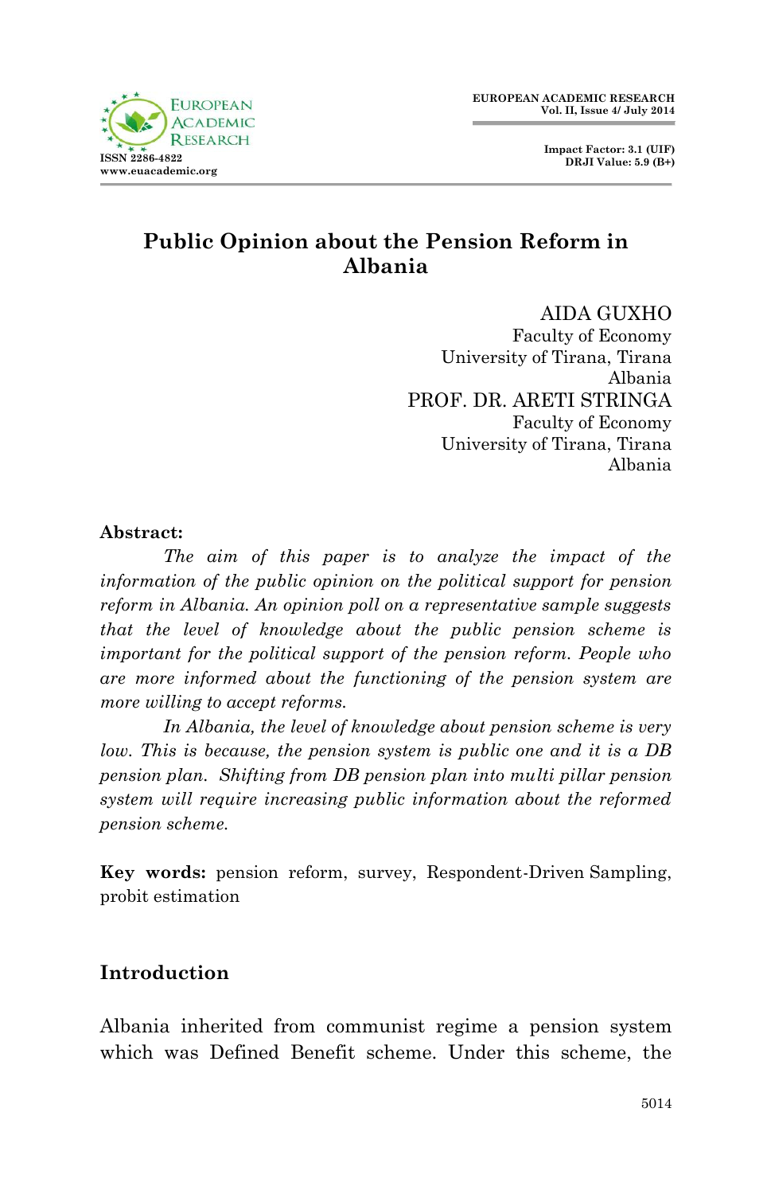# Public Opinion about the Pension Reform in Albania

AIDA GUXHO
Faculty of Economy
University of Tirana, Tirana
Albania

PROF. DR. ARETI STRINGA
Faculty of Economy
University of Tirana, Tirana
Albania

**Abstract:**

*The aim of this paper is to analyze the impact of the information of the public opinion on the political support for pension reform in Albania. An opinion poll on a representative sample suggests that the level of knowledge about the public pension scheme is important for the political support of the pension reform. People who are more informed about the functioning of the pension system are more willing to accept reforms.*

*In Albania, the level of knowledge about pension scheme is very low. This is because, the pension system is public one and it is a DB pension plan. Shifting from DB pension plan into multi pillar pension system will require increasing public information about the reformed pension scheme.*

**Key words:** pension reform, survey, Respondent-Driven Sampling, probit estimation

## Introduction

Albania inherited from communist regime a pension system which was Defined Benefit scheme. Under this scheme, the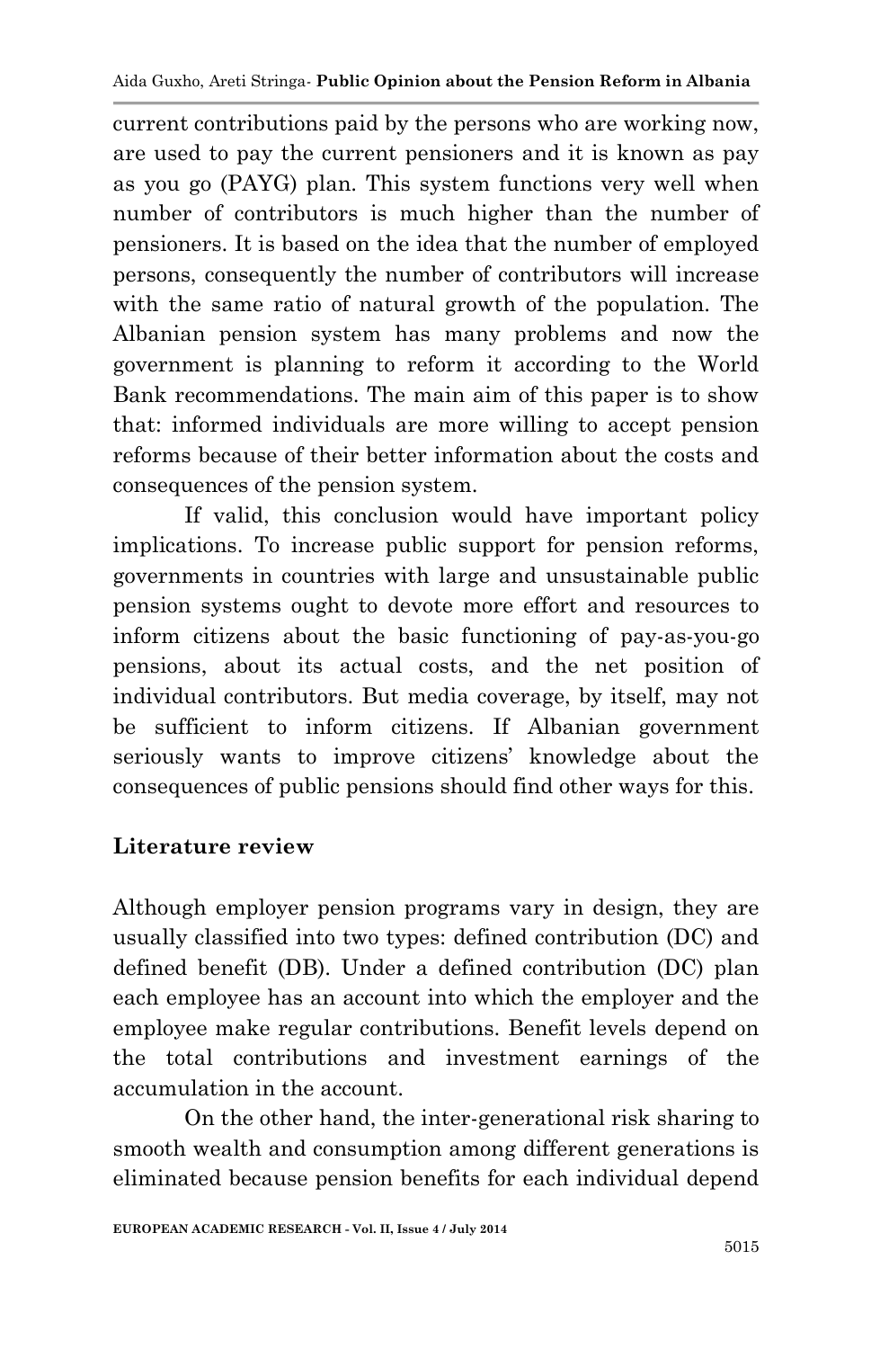current contributions paid by the persons who are working now, are used to pay the current pensioners and it is known as pay as you go (PAYG) plan. This system functions very well when number of contributors is much higher than the number of pensioners. It is based on the idea that the number of employed persons, consequently the number of contributors will increase with the same ratio of natural growth of the population. The Albanian pension system has many problems and now the government is planning to reform it according to the World Bank recommendations. The main aim of this paper is to show that: informed individuals are more willing to accept pension reforms because of their better information about the costs and consequences of the pension system.

If valid, this conclusion would have important policy implications. To increase public support for pension reforms, governments in countries with large and unsustainable public pension systems ought to devote more effort and resources to inform citizens about the basic functioning of pay-as-you-go pensions, about its actual costs, and the net position of individual contributors. But media coverage, by itself, may not be sufficient to inform citizens. If Albanian government seriously wants to improve citizens' knowledge about the consequences of public pensions should find other ways for this.

## Literature review

Although employer pension programs vary in design, they are usually classified into two types: defined contribution (DC) and defined benefit (DB). Under a defined contribution (DC) plan each employee has an account into which the employer and the employee make regular contributions. Benefit levels depend on the total contributions and investment earnings of the accumulation in the account.

On the other hand, the inter-generational risk sharing to smooth wealth and consumption among different generations is eliminated because pension benefits for each individual depend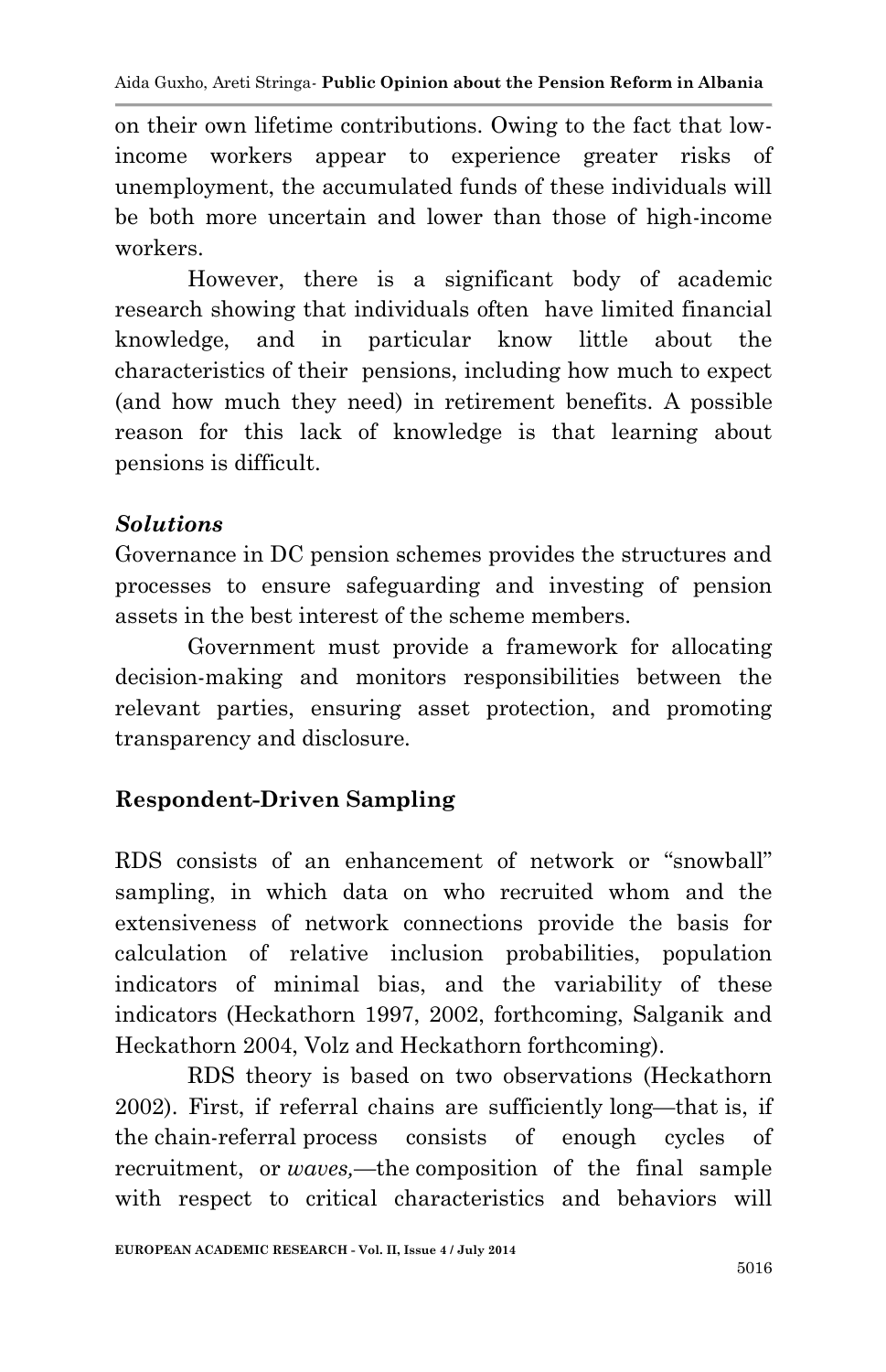on their own lifetime contributions. Owing to the fact that low-income workers appear to experience greater risks of unemployment, the accumulated funds of these individuals will be both more uncertain and lower than those of high-income workers.

However, there is a significant body of academic research showing that individuals often have limited financial knowledge, and in particular know little about the characteristics of their pensions, including how much to expect (and how much they need) in retirement benefits. A possible reason for this lack of knowledge is that learning about pensions is difficult.

### *Solutions*

Governance in DC pension schemes provides the structures and processes to ensure safeguarding and investing of pension assets in the best interest of the scheme members.

Government must provide a framework for allocating decision-making and monitors responsibilities between the relevant parties, ensuring asset protection, and promoting transparency and disclosure.

## Respondent-Driven Sampling

RDS consists of an enhancement of network or "snowball" sampling, in which data on who recruited whom and the extensiveness of network connections provide the basis for calculation of relative inclusion probabilities, population indicators of minimal bias, and the variability of these indicators (Heckathorn 1997, 2002, forthcoming, Salganik and Heckathorn 2004, Volz and Heckathorn forthcoming).

RDS theory is based on two observations (Heckathorn 2002). First, if referral chains are sufficiently long—that is, if the chain-referral process consists of enough cycles of recruitment, or *waves,*—the composition of the final sample with respect to critical characteristics and behaviors will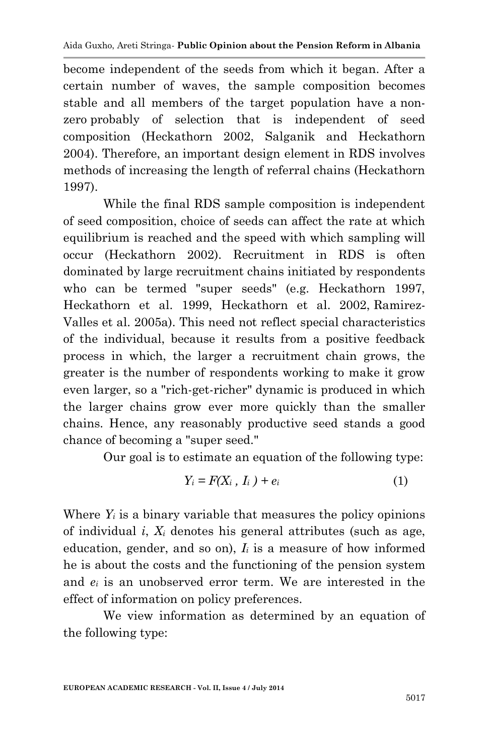become independent of the seeds from which it began. After a certain number of waves, the sample composition becomes stable and all members of the target population have a non-zero probably of selection that is independent of seed composition (Heckathorn 2002, Salganik and Heckathorn 2004). Therefore, an important design element in RDS involves methods of increasing the length of referral chains (Heckathorn 1997).

While the final RDS sample composition is independent of seed composition, choice of seeds can affect the rate at which equilibrium is reached and the speed with which sampling will occur (Heckathorn 2002). Recruitment in RDS is often dominated by large recruitment chains initiated by respondents who can be termed "super seeds" (e.g. Heckathorn 1997, Heckathorn et al. 1999, Heckathorn et al. 2002, Ramirez-Valles et al. 2005a). This need not reflect special characteristics of the individual, because it results from a positive feedback process in which, the larger a recruitment chain grows, the greater is the number of respondents working to make it grow even larger, so a "rich-get-richer" dynamic is produced in which the larger chains grow ever more quickly than the smaller chains. Hence, any reasonably productive seed stands a good chance of becoming a "super seed."

Our goal is to estimate an equation of the following type:

$$Y_i = F(X_i\, , I_i\, ) + e_i \qquad (1)$$

Where $Y_i$ is a binary variable that measures the policy opinions of individual $i$, $X_i$ denotes his general attributes (such as age, education, gender, and so on), $I_i$ is a measure of how informed he is about the costs and the functioning of the pension system and $e_i$ is an unobserved error term. We are interested in the effect of information on policy preferences.

We view information as determined by an equation of the following type: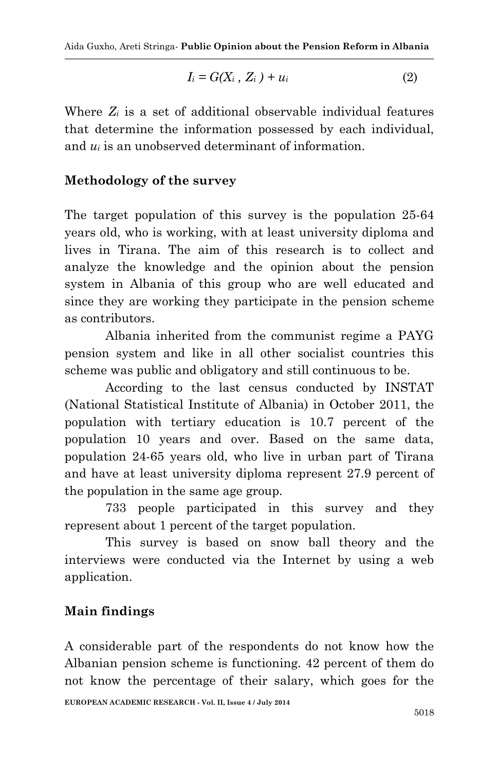$$I_i = G(X_i , Z_i ) + u_i \quad (2)$$

Where $Z_i$ is a set of additional observable individual features that determine the information possessed by each individual, and $u_i$ is an unobserved determinant of information.

## Methodology of the survey

The target population of this survey is the population 25-64 years old, who is working, with at least university diploma and lives in Tirana. The aim of this research is to collect and analyze the knowledge and the opinion about the pension system in Albania of this group who are well educated and since they are working they participate in the pension scheme as contributors.

Albania inherited from the communist regime a PAYG pension system and like in all other socialist countries this scheme was public and obligatory and still continuous to be.

According to the last census conducted by INSTAT (National Statistical Institute of Albania) in October 2011, the population with tertiary education is 10.7 percent of the population 10 years and over. Based on the same data, population 24-65 years old, who live in urban part of Tirana and have at least university diploma represent 27.9 percent of the population in the same age group.

733 people participated in this survey and they represent about 1 percent of the target population.

This survey is based on snow ball theory and the interviews were conducted via the Internet by using a web application.

## Main findings

A considerable part of the respondents do not know how the Albanian pension scheme is functioning. 42 percent of them do not know the percentage of their salary, which goes for the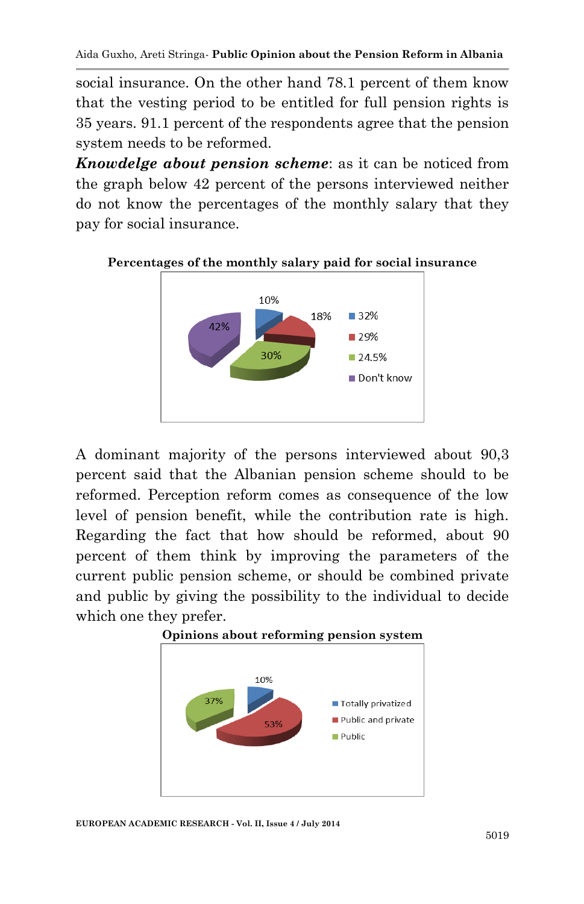social insurance. On the other hand 78.1 percent of them know that the vesting period to be entitled for full pension rights is 35 years. 91.1 percent of the respondents agree that the pension system needs to be reformed.

***Knowdelge about pension scheme***: as it can be noticed from the graph below 42 percent of the persons interviewed neither do not know the percentages of the monthly salary that they pay for social insurance.

**Percentages of the monthly salary paid for social insurance**

A dominant majority of the persons interviewed about 90,3 percent said that the Albanian pension scheme should to be reformed. Perception reform comes as consequence of the low level of pension benefit, while the contribution rate is high. Regarding the fact that how should be reformed, about 90 percent of them think by improving the parameters of the current public pension scheme, or should be combined private and public by giving the possibility to the individual to decide which one they prefer.

**Opinions about reforming pension system**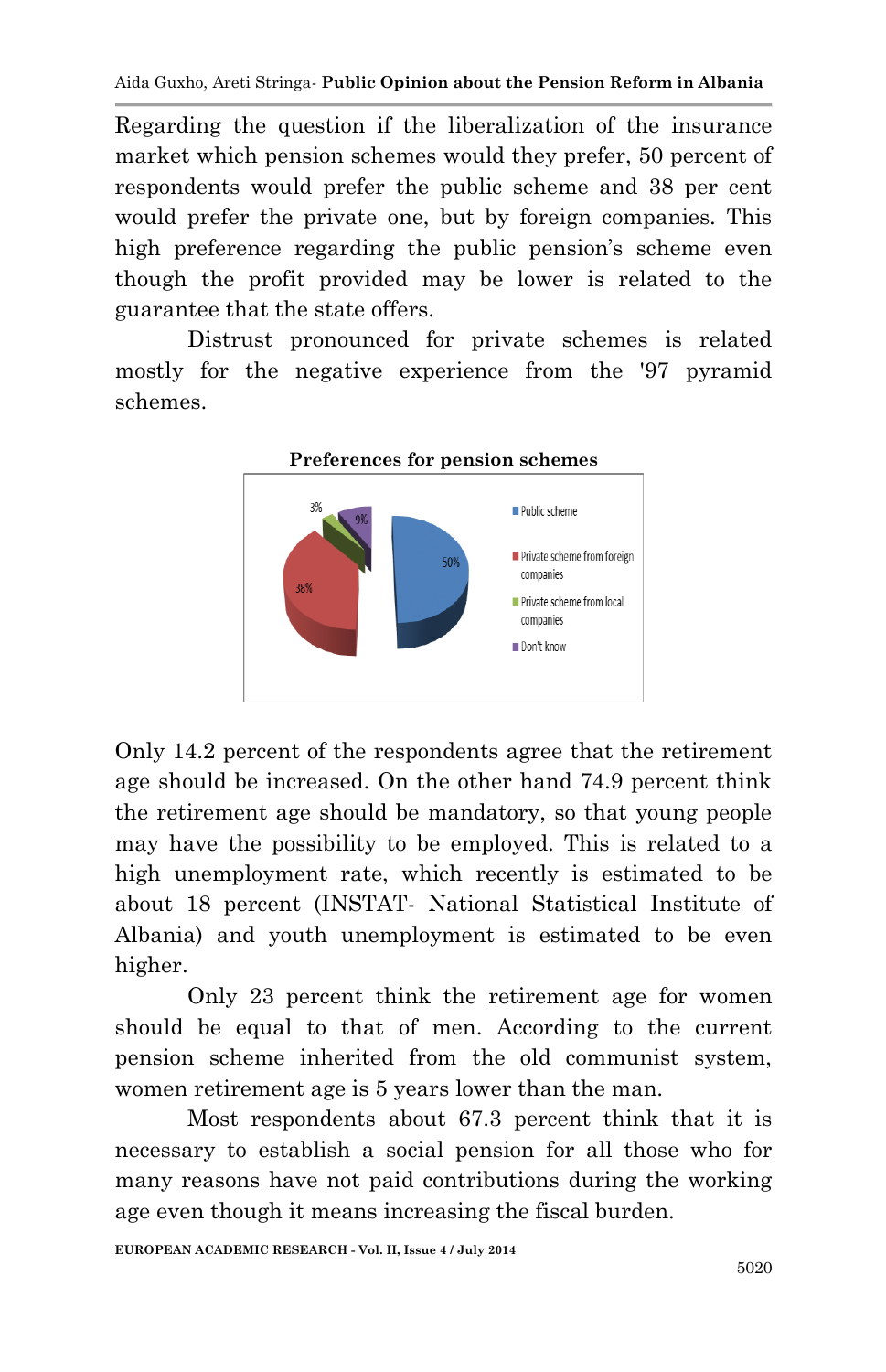Regarding the question if the liberalization of the insurance market which pension schemes would they prefer, 50 percent of respondents would prefer the public scheme and 38 per cent would prefer the private one, but by foreign companies. This high preference regarding the public pension's scheme even though the profit provided may be lower is related to the guarantee that the state offers.

Distrust pronounced for private schemes is related mostly for the negative experience from the '97 pyramid schemes.

**Preferences for pension schemes**

Only 14.2 percent of the respondents agree that the retirement age should be increased. On the other hand 74.9 percent think the retirement age should be mandatory, so that young people may have the possibility to be employed. This is related to a high unemployment rate, which recently is estimated to be about 18 percent (INSTAT- National Statistical Institute of Albania) and youth unemployment is estimated to be even higher.

Only 23 percent think the retirement age for women should be equal to that of men. According to the current pension scheme inherited from the old communist system, women retirement age is 5 years lower than the man.

Most respondents about 67.3 percent think that it is necessary to establish a social pension for all those who for many reasons have not paid contributions during the working age even though it means increasing the fiscal burden.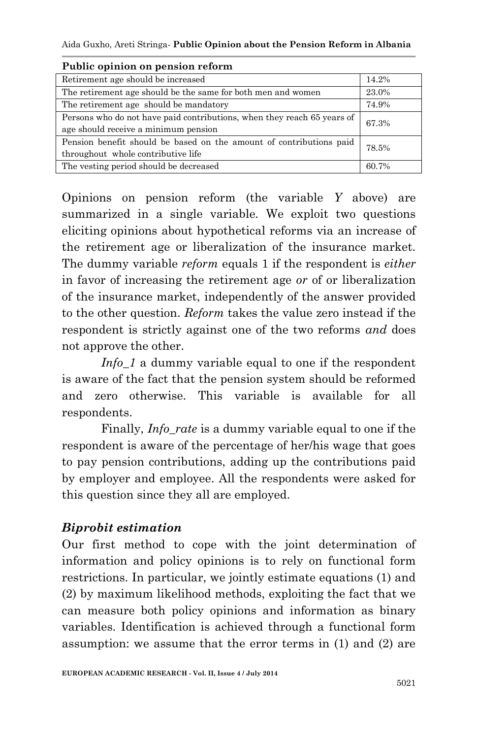**Public opinion on pension reform**

| | |
|---|---|
| Retirement age should be increased | 14.2% |
| The retirement age should be the same for both men and women | 23.0% |
| The retirement age should be mandatory | 74.9% |
| Persons who do not have paid contributions, when they reach 65 years of age should receive a minimum pension | 67.3% |
| Pension benefit should be based on the amount of contributions paid throughout whole contributive life | 78.5% |
| The vesting period should be decreased | 60.7% |

Opinions on pension reform (the variable $Y$ above) are summarized in a single variable. We exploit two questions eliciting opinions about hypothetical reforms via an increase of the retirement age or liberalization of the insurance market. The dummy variable *reform* equals 1 if the respondent is *either* in favor of increasing the retirement age *or* of or liberalization of the insurance market, independently of the answer provided to the other question. *Reform* takes the value zero instead if the respondent is strictly against one of the two reforms *and* does not approve the other.

*Info_1* a dummy variable equal to one if the respondent is aware of the fact that the pension system should be reformed and zero otherwise. This variable is available for all respondents.

Finally, *Info_rate* is a dummy variable equal to one if the respondent is aware of the percentage of her/his wage that goes to pay pension contributions, adding up the contributions paid by employer and employee. All the respondents were asked for this question since they all are employed.

### *Biprobit estimation*

Our first method to cope with the joint determination of information and policy opinions is to rely on functional form restrictions. In particular, we jointly estimate equations (1) and (2) by maximum likelihood methods, exploiting the fact that we can measure both policy opinions and information as binary variables. Identification is achieved through a functional form assumption: we assume that the error terms in (1) and (2) are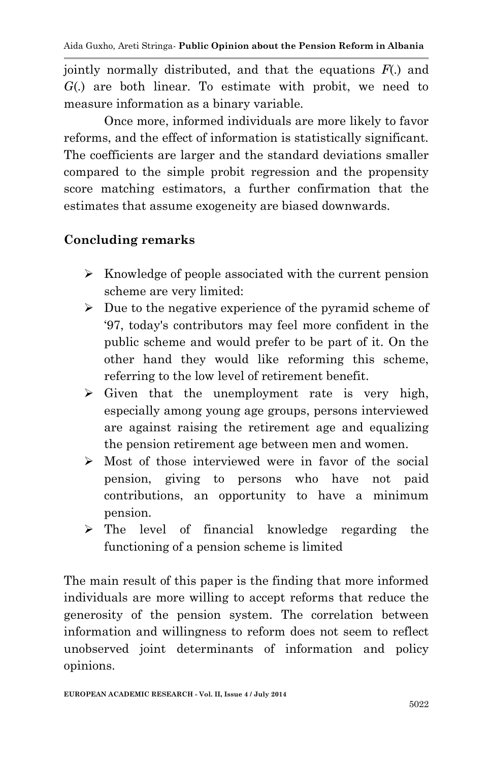jointly normally distributed, and that the equations $F(.)$ and $G(.)$ are both linear. To estimate with probit, we need to measure information as a binary variable.

Once more, informed individuals are more likely to favor reforms, and the effect of information is statistically significant. The coefficients are larger and the standard deviations smaller compared to the simple probit regression and the propensity score matching estimators, a further confirmation that the estimates that assume exogeneity are biased downwards.

## Concluding remarks

- Knowledge of people associated with the current pension scheme are very limited:
- Due to the negative experience of the pyramid scheme of '97, today's contributors may feel more confident in the public scheme and would prefer to be part of it. On the other hand they would like reforming this scheme, referring to the low level of retirement benefit.
- Given that the unemployment rate is very high, especially among young age groups, persons interviewed are against raising the retirement age and equalizing the pension retirement age between men and women.
- Most of those interviewed were in favor of the social pension, giving to persons who have not paid contributions, an opportunity to have a minimum pension.
- The level of financial knowledge regarding the functioning of a pension scheme is limited

The main result of this paper is the finding that more informed individuals are more willing to accept reforms that reduce the generosity of the pension system. The correlation between information and willingness to reform does not seem to reflect unobserved joint determinants of information and policy opinions.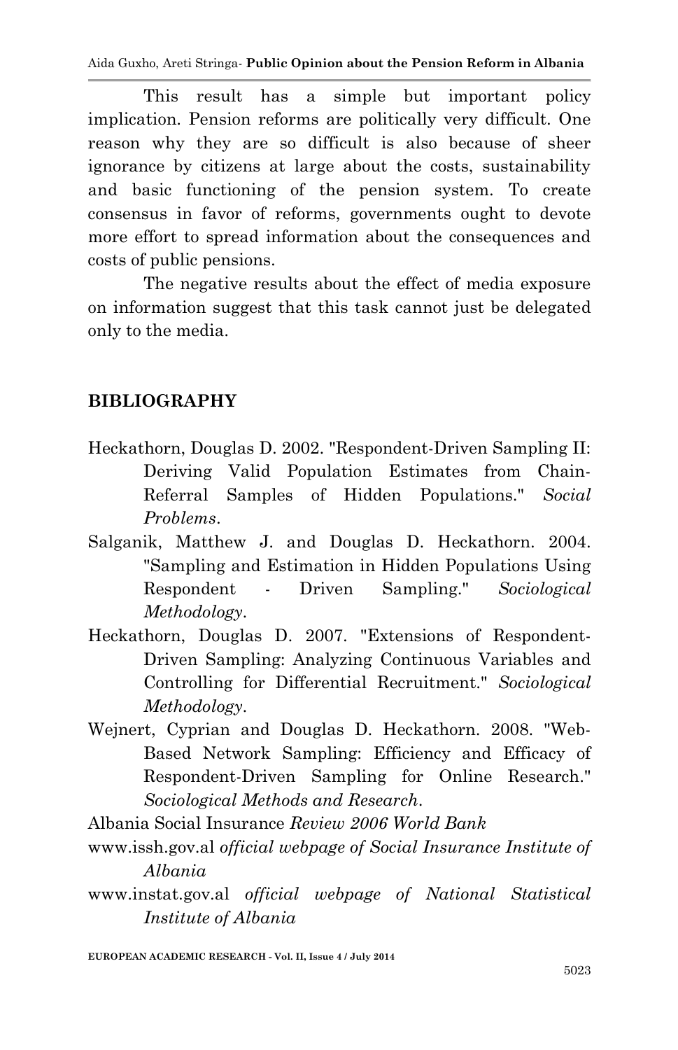This result has a simple but important policy implication. Pension reforms are politically very difficult. One reason why they are so difficult is also because of sheer ignorance by citizens at large about the costs, sustainability and basic functioning of the pension system. To create consensus in favor of reforms, governments ought to devote more effort to spread information about the consequences and costs of public pensions.

The negative results about the effect of media exposure on information suggest that this task cannot just be delegated only to the media.

## BIBLIOGRAPHY

Heckathorn, Douglas D. 2002. "Respondent-Driven Sampling II: Deriving Valid Population Estimates from Chain-Referral Samples of Hidden Populations." *Social Problems*.

Salganik, Matthew J. and Douglas D. Heckathorn. 2004. "Sampling and Estimation in Hidden Populations Using Respondent - Driven Sampling." *Sociological Methodology*.

Heckathorn, Douglas D. 2007. "Extensions of Respondent-Driven Sampling: Analyzing Continuous Variables and Controlling for Differential Recruitment." *Sociological Methodology*.

Wejnert, Cyprian and Douglas D. Heckathorn. 2008. "Web-Based Network Sampling: Efficiency and Efficacy of Respondent-Driven Sampling for Online Research." *Sociological Methods and Research*.

Albania Social Insurance *Review 2006 World Bank*

www.issh.gov.al *official webpage of Social Insurance Institute of Albania*

www.instat.gov.al *official webpage of National Statistical Institute of Albania*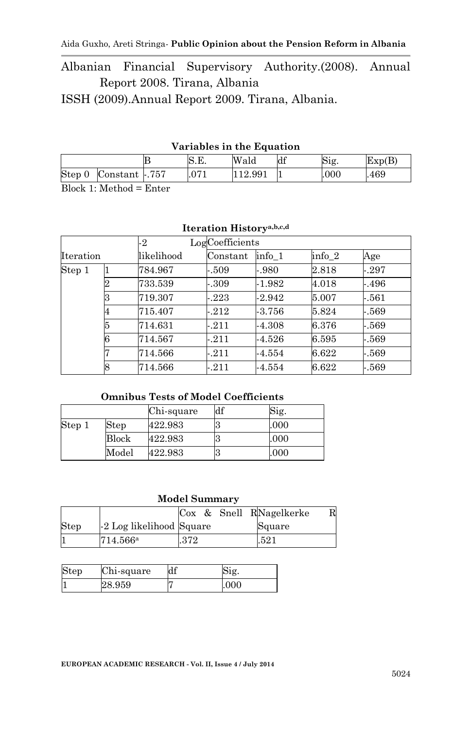Albanian Financial Supervisory Authority.(2008). Annual Report 2008. Tirana, Albania

ISSH (2009).Annual Report 2009. Tirana, Albania.

**Variables in the Equation**

| | | B | S.E. | Wald | df | Sig. | Exp(B) |
|---|---|---|---|---|---|---|---|
| Step 0 | Constant | -.757 | .071 | 112.991 | 1 | .000 | .469 |

Block 1: Method = Enter

**Iteration History[a,b,c,d]**

| Iteration | | -2 Log likelihood | Coefficients | | | |
|---|---|---|---|---|---|---|
| | | | Constant | info_1 | info_2 | Age |
| Step 1 | 1 | 784.967 | -.509 | -.980 | 2.818 | -.297 |
| | 2 | 733.539 | -.309 | -1.982 | 4.018 | -.496 |
| | 3 | 719.307 | -.223 | -2.942 | 5.007 | -.561 |
| | 4 | 715.407 | -.212 | -3.756 | 5.824 | -.569 |
| | 5 | 714.631 | -.211 | -4.308 | 6.376 | -.569 |
| | 6 | 714.567 | -.211 | -4.526 | 6.595 | -.569 |
| | 7 | 714.566 | -.211 | -4.554 | 6.622 | -.569 |
| | 8 | 714.566 | -.211 | -4.554 | 6.622 | -.569 |

**Omnibus Tests of Model Coefficients**

| | | Chi-square | df | Sig. |
|---|---|---|---|---|
| Step 1 | Step | 422.983 | 3 | .000 |
| | Block | 422.983 | 3 | .000 |
| | Model | 422.983 | 3 | .000 |

**Model Summary**

| Step | -2 Log likelihood | Cox & Snell R Square | Nagelkerke R Square |
|---|---|---|---|
| 1 | 714.566[a] | .372 | .521 |

| Step | Chi-square | df | Sig. |
|---|---|---|---|
| 1 | 28.959 | 7 | .000 |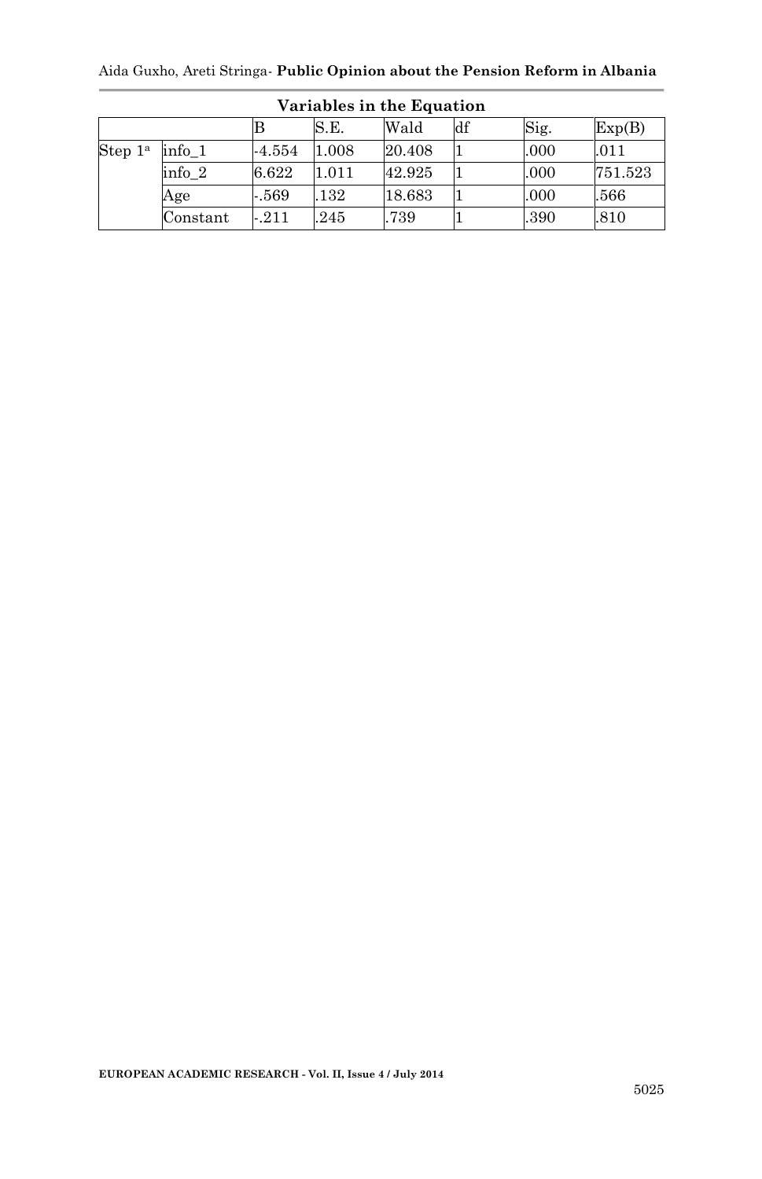**Variables in the Equation**

| | | B | S.E. | Wald | df | Sig. | Exp(B) |
|---|---|---|---|---|---|---|---|
| Step 1[a] | info_1 | -4.554 | 1.008 | 20.408 | 1 | .000 | .011 |
| | info_2 | 6.622 | 1.011 | 42.925 | 1 | .000 | 751.523 |
| | Age | -.569 | .132 | 18.683 | 1 | .000 | .566 |
| | Constant | -.211 | .245 | .739 | 1 | .390 | .810 |